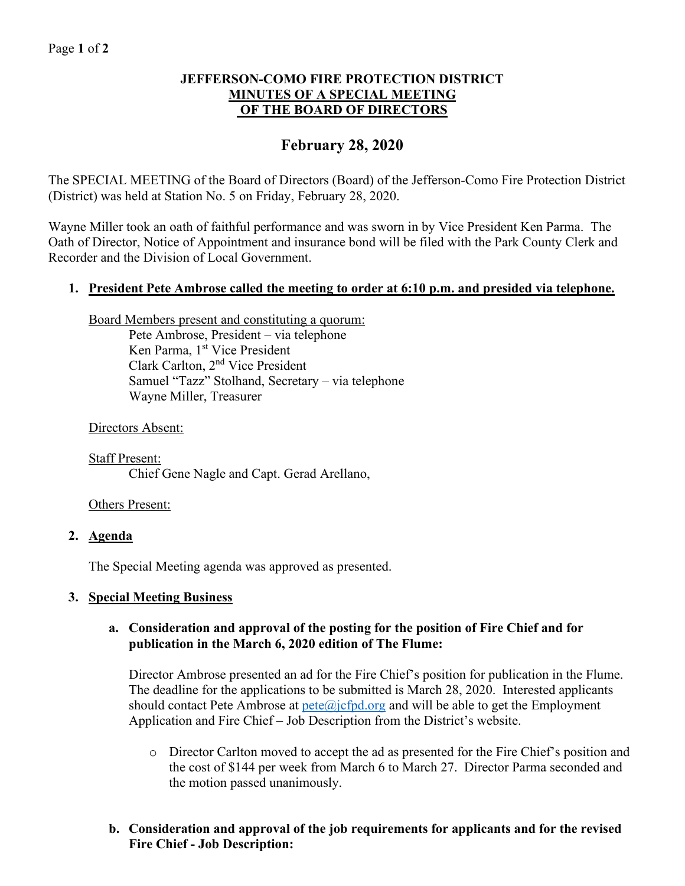# JEFFERSON-COMO FIRE PROTECTION DISTRICT
## MINUTES OF A SPECIAL MEETING
## OF THE BOARD OF DIRECTORS

## February 28, 2020

The SPECIAL MEETING of the Board of Directors (Board) of the Jefferson-Como Fire Protection District (District) was held at Station No. 5 on Friday, February 28, 2020.

Wayne Miller took an oath of faithful performance and was sworn in by Vice President Ken Parma. The Oath of Director, Notice of Appointment and insurance bond will be filed with the Park County Clerk and Recorder and the Division of Local Government.

1. **President Pete Ambrose called the meeting to order at 6:10 p.m. and presided via telephone.**

   Board Members present and constituting a quorum:
   - Pete Ambrose, President – via telephone
   - Ken Parma, 1st Vice President
   - Clark Carlton, 2nd Vice President
   - Samuel "Tazz" Stolhand, Secretary – via telephone
   - Wayne Miller, Treasurer

   Directors Absent:

   Staff Present:
   - Chief Gene Nagle and Capt. Gerad Arellano,

   Others Present:

2. **Agenda**

   The Special Meeting agenda was approved as presented.

3. **Special Meeting Business**

   a. **Consideration and approval of the posting for the position of Fire Chief and for publication in the March 6, 2020 edition of The Flume:**

      Director Ambrose presented an ad for the Fire Chief's position for publication in the Flume. The deadline for the applications to be submitted is March 28, 2020. Interested applicants should contact Pete Ambrose at pete@jcfpd.org and will be able to get the Employment Application and Fire Chief – Job Description from the District's website.

      - Director Carlton moved to accept the ad as presented for the Fire Chief's position and the cost of $144 per week from March 6 to March 27. Director Parma seconded and the motion passed unanimously.

   b. **Consideration and approval of the job requirements for applicants and for the revised Fire Chief - Job Description:**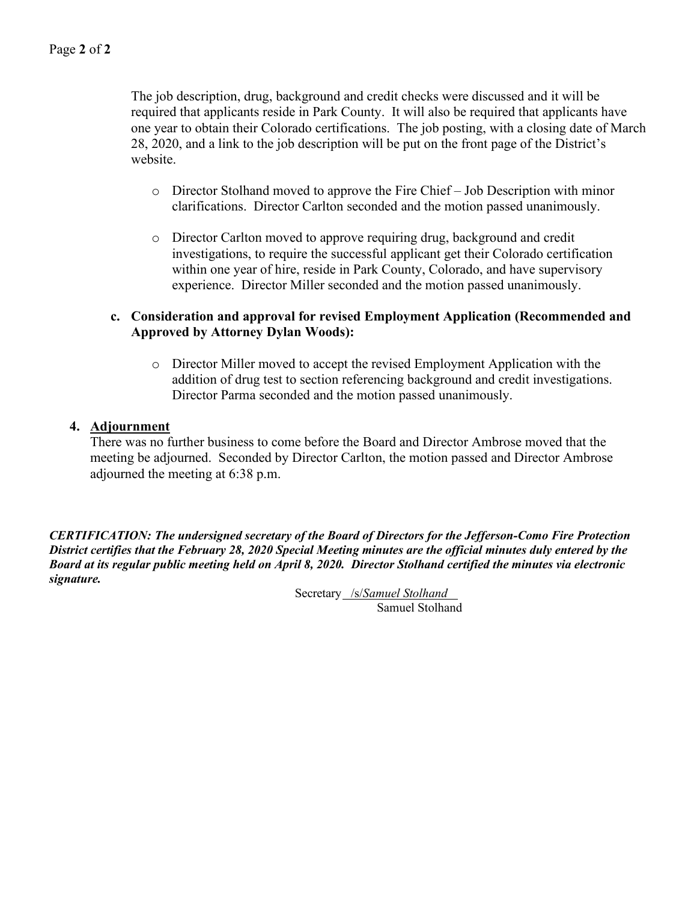The job description, drug, background and credit checks were discussed and it will be required that applicants reside in Park County. It will also be required that applicants have one year to obtain their Colorado certifications. The job posting, with a closing date of March 28, 2020, and a link to the job description will be put on the front page of the District's website.

- Director Stolhand moved to approve the Fire Chief – Job Description with minor clarifications. Director Carlton seconded and the motion passed unanimously.

- Director Carlton moved to approve requiring drug, background and credit investigations, to require the successful applicant get their Colorado certification within one year of hire, reside in Park County, Colorado, and have supervisory experience. Director Miller seconded and the motion passed unanimously.

**c. Consideration and approval for revised Employment Application (Recommended and Approved by Attorney Dylan Woods):**

- Director Miller moved to accept the revised Employment Application with the addition of drug test to section referencing background and credit investigations. Director Parma seconded and the motion passed unanimously.

**4. <u>Adjournment</u>**

There was no further business to come before the Board and Director Ambrose moved that the meeting be adjourned. Seconded by Director Carlton, the motion passed and Director Ambrose adjourned the meeting at 6:38 p.m.

***CERTIFICATION: The undersigned secretary of the Board of Directors for the Jefferson-Como Fire Protection District certifies that the February 28, 2020 Special Meeting minutes are the official minutes duly entered by the Board at its regular public meeting held on April 8, 2020. Director Stolhand certified the minutes via electronic signature.***

Secretary /s/*Samuel Stolhand*
Samuel Stolhand